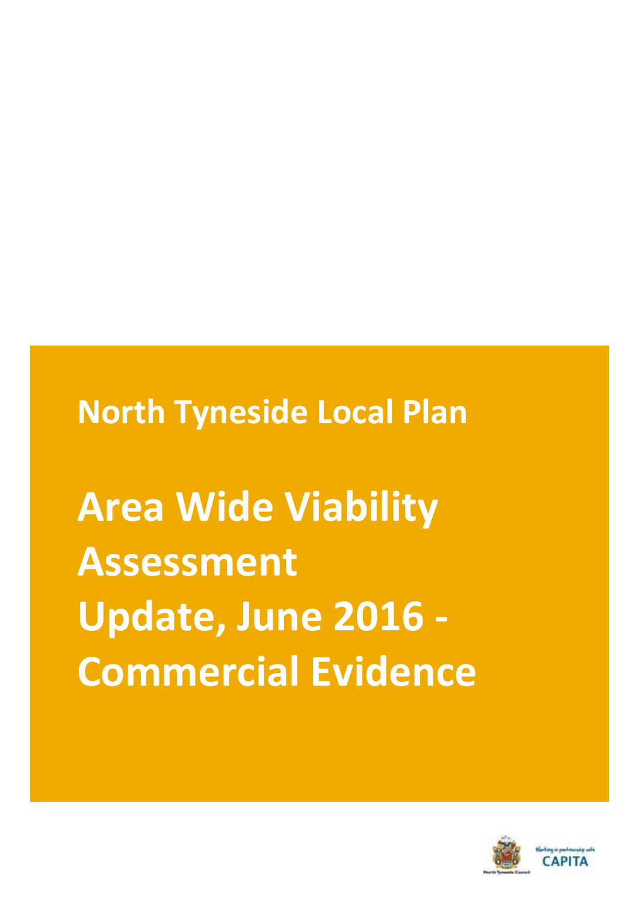# North Tyneside Local Plan

# Area Wide Viability Assessment Update, June 2016 - Commercial Evidence

North Tyneside Council

Working in partnership with CAPITA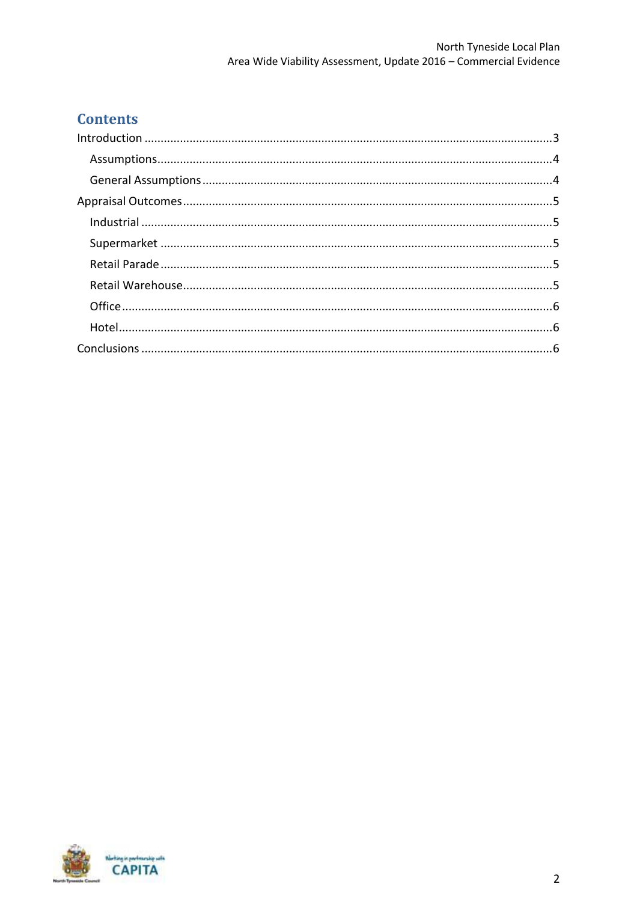# Contents

Introduction ........................................................ 3

- Assumptions ........................................................ 4
- General Assumptions ........................................................ 4

Appraisal Outcomes ........................................................ 5

- Industrial ........................................................ 5
- Supermarket ........................................................ 5
- Retail Parade ........................................................ 5
- Retail Warehouse ........................................................ 5
- Office ........................................................ 6
- Hotel ........................................................ 6

Conclusions ........................................................ 6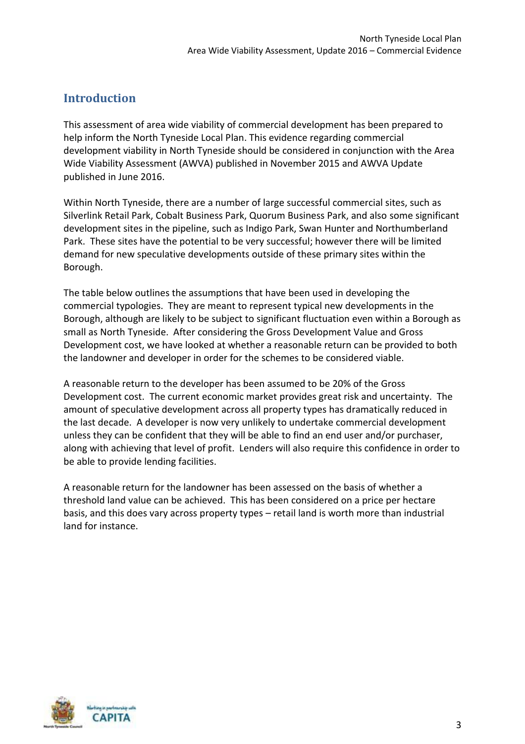## Introduction

This assessment of area wide viability of commercial development has been prepared to help inform the North Tyneside Local Plan. This evidence regarding commercial development viability in North Tyneside should be considered in conjunction with the Area Wide Viability Assessment (AWVA) published in November 2015 and AWVA Update published in June 2016.

Within North Tyneside, there are a number of large successful commercial sites, such as Silverlink Retail Park, Cobalt Business Park, Quorum Business Park, and also some significant development sites in the pipeline, such as Indigo Park, Swan Hunter and Northumberland Park. These sites have the potential to be very successful; however there will be limited demand for new speculative developments outside of these primary sites within the Borough.

The table below outlines the assumptions that have been used in developing the commercial typologies. They are meant to represent typical new developments in the Borough, although are likely to be subject to significant fluctuation even within a Borough as small as North Tyneside. After considering the Gross Development Value and Gross Development cost, we have looked at whether a reasonable return can be provided to both the landowner and developer in order for the schemes to be considered viable.

A reasonable return to the developer has been assumed to be 20% of the Gross Development cost. The current economic market provides great risk and uncertainty. The amount of speculative development across all property types has dramatically reduced in the last decade. A developer is now very unlikely to undertake commercial development unless they can be confident that they will be able to find an end user and/or purchaser, along with achieving that level of profit. Lenders will also require this confidence in order to be able to provide lending facilities.

A reasonable return for the landowner has been assessed on the basis of whether a threshold land value can be achieved. This has been considered on a price per hectare basis, and this does vary across property types – retail land is worth more than industrial land for instance.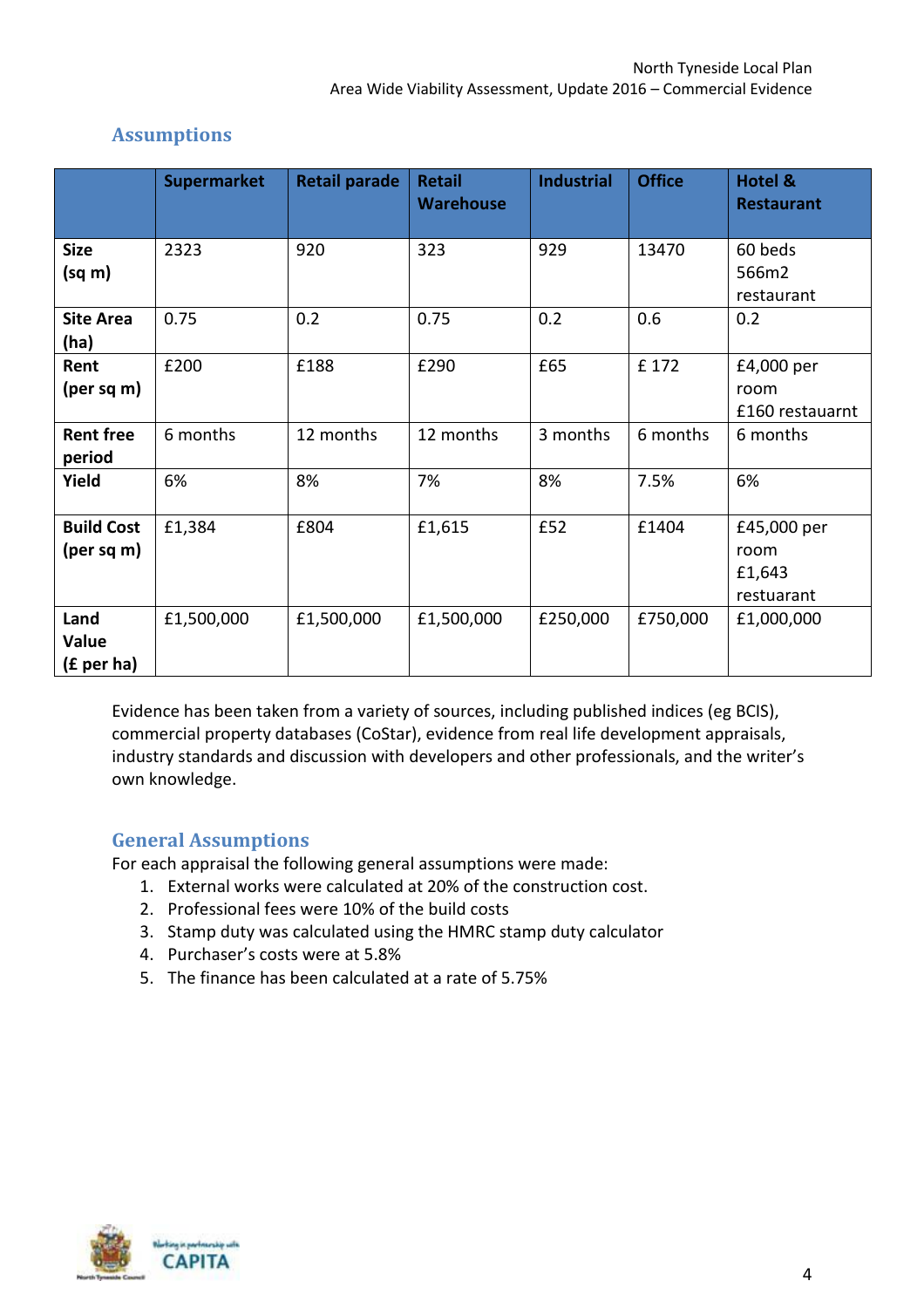## Assumptions

| | Supermarket | Retail parade | Retail Warehouse | Industrial | Office | Hotel & Restaurant |
|---|---|---|---|---|---|---|
| **Size (sq m)** | 2323 | 920 | 323 | 929 | 13470 | 60 beds 566m2 restaurant |
| **Site Area (ha)** | 0.75 | 0.2 | 0.75 | 0.2 | 0.6 | 0.2 |
| **Rent (per sq m)** | £200 | £188 | £290 | £65 | £ 172 | £4,000 per room £160 restauarnt |
| **Rent free period** | 6 months | 12 months | 12 months | 3 months | 6 months | 6 months |
| **Yield** | 6% | 8% | 7% | 8% | 7.5% | 6% |
| **Build Cost (per sq m)** | £1,384 | £804 | £1,615 | £52 | £1404 | £45,000 per room £1,643 restuarant |
| **Land Value (£ per ha)** | £1,500,000 | £1,500,000 | £1,500,000 | £250,000 | £750,000 | £1,000,000 |

Evidence has been taken from a variety of sources, including published indices (eg BCIS), commercial property databases (CoStar), evidence from real life development appraisals, industry standards and discussion with developers and other professionals, and the writer's own knowledge.

## General Assumptions

For each appraisal the following general assumptions were made:

1. External works were calculated at 20% of the construction cost.
2. Professional fees were 10% of the build costs
3. Stamp duty was calculated using the HMRC stamp duty calculator
4. Purchaser's costs were at 5.8%
5. The finance has been calculated at a rate of 5.75%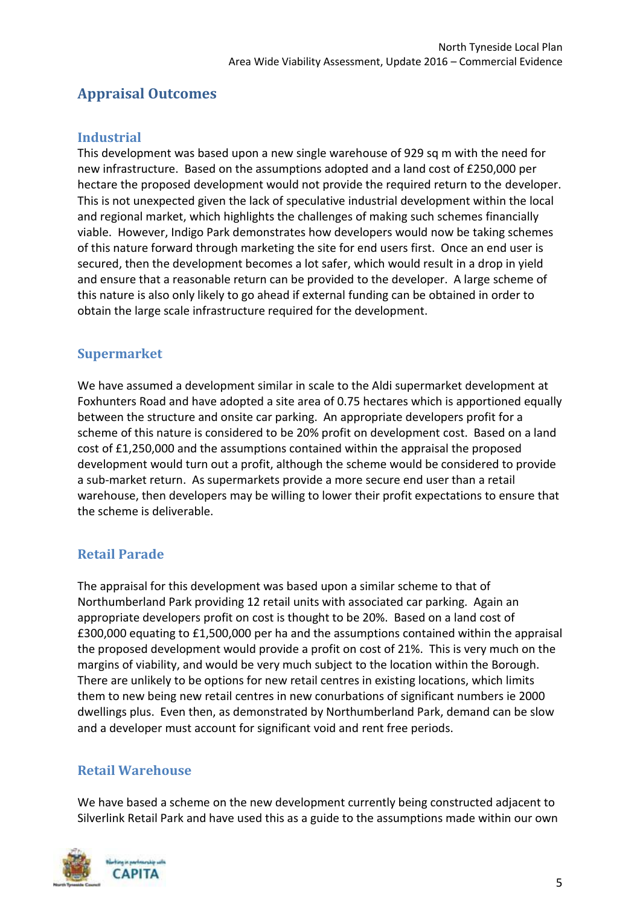## Appraisal Outcomes

### Industrial

This development was based upon a new single warehouse of 929 sq m with the need for new infrastructure. Based on the assumptions adopted and a land cost of £250,000 per hectare the proposed development would not provide the required return to the developer. This is not unexpected given the lack of speculative industrial development within the local and regional market, which highlights the challenges of making such schemes financially viable. However, Indigo Park demonstrates how developers would now be taking schemes of this nature forward through marketing the site for end users first. Once an end user is secured, then the development becomes a lot safer, which would result in a drop in yield and ensure that a reasonable return can be provided to the developer. A large scheme of this nature is also only likely to go ahead if external funding can be obtained in order to obtain the large scale infrastructure required for the development.

### Supermarket

We have assumed a development similar in scale to the Aldi supermarket development at Foxhunters Road and have adopted a site area of 0.75 hectares which is apportioned equally between the structure and onsite car parking. An appropriate developers profit for a scheme of this nature is considered to be 20% profit on development cost. Based on a land cost of £1,250,000 and the assumptions contained within the appraisal the proposed development would turn out a profit, although the scheme would be considered to provide a sub-market return. As supermarkets provide a more secure end user than a retail warehouse, then developers may be willing to lower their profit expectations to ensure that the scheme is deliverable.

### Retail Parade

The appraisal for this development was based upon a similar scheme to that of Northumberland Park providing 12 retail units with associated car parking. Again an appropriate developers profit on cost is thought to be 20%. Based on a land cost of £300,000 equating to £1,500,000 per ha and the assumptions contained within the appraisal the proposed development would provide a profit on cost of 21%. This is very much on the margins of viability, and would be very much subject to the location within the Borough. There are unlikely to be options for new retail centres in existing locations, which limits them to new being new retail centres in new conurbations of significant numbers ie 2000 dwellings plus. Even then, as demonstrated by Northumberland Park, demand can be slow and a developer must account for significant void and rent free periods.

### Retail Warehouse

We have based a scheme on the new development currently being constructed adjacent to Silverlink Retail Park and have used this as a guide to the assumptions made within our own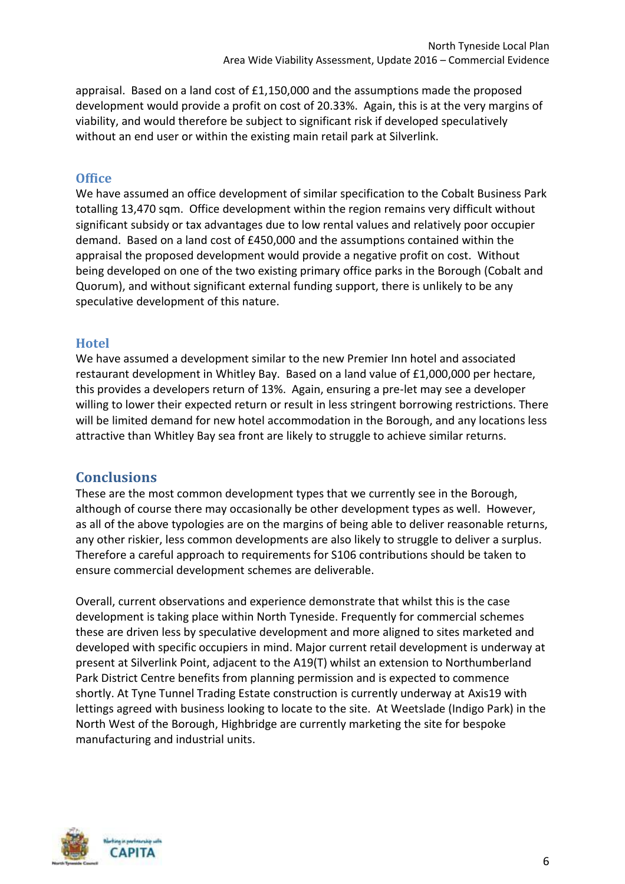appraisal. Based on a land cost of £1,150,000 and the assumptions made the proposed development would provide a profit on cost of 20.33%. Again, this is at the very margins of viability, and would therefore be subject to significant risk if developed speculatively without an end user or within the existing main retail park at Silverlink.

### Office

We have assumed an office development of similar specification to the Cobalt Business Park totalling 13,470 sqm. Office development within the region remains very difficult without significant subsidy or tax advantages due to low rental values and relatively poor occupier demand. Based on a land cost of £450,000 and the assumptions contained within the appraisal the proposed development would provide a negative profit on cost. Without being developed on one of the two existing primary office parks in the Borough (Cobalt and Quorum), and without significant external funding support, there is unlikely to be any speculative development of this nature.

### Hotel

We have assumed a development similar to the new Premier Inn hotel and associated restaurant development in Whitley Bay. Based on a land value of £1,000,000 per hectare, this provides a developers return of 13%. Again, ensuring a pre-let may see a developer willing to lower their expected return or result in less stringent borrowing restrictions. There will be limited demand for new hotel accommodation in the Borough, and any locations less attractive than Whitley Bay sea front are likely to struggle to achieve similar returns.

## Conclusions

These are the most common development types that we currently see in the Borough, although of course there may occasionally be other development types as well. However, as all of the above typologies are on the margins of being able to deliver reasonable returns, any other riskier, less common developments are also likely to struggle to deliver a surplus. Therefore a careful approach to requirements for S106 contributions should be taken to ensure commercial development schemes are deliverable.

Overall, current observations and experience demonstrate that whilst this is the case development is taking place within North Tyneside. Frequently for commercial schemes these are driven less by speculative development and more aligned to sites marketed and developed with specific occupiers in mind. Major current retail development is underway at present at Silverlink Point, adjacent to the A19(T) whilst an extension to Northumberland Park District Centre benefits from planning permission and is expected to commence shortly. At Tyne Tunnel Trading Estate construction is currently underway at Axis19 with lettings agreed with business looking to locate to the site. At Weetslade (Indigo Park) in the North West of the Borough, Highbridge are currently marketing the site for bespoke manufacturing and industrial units.